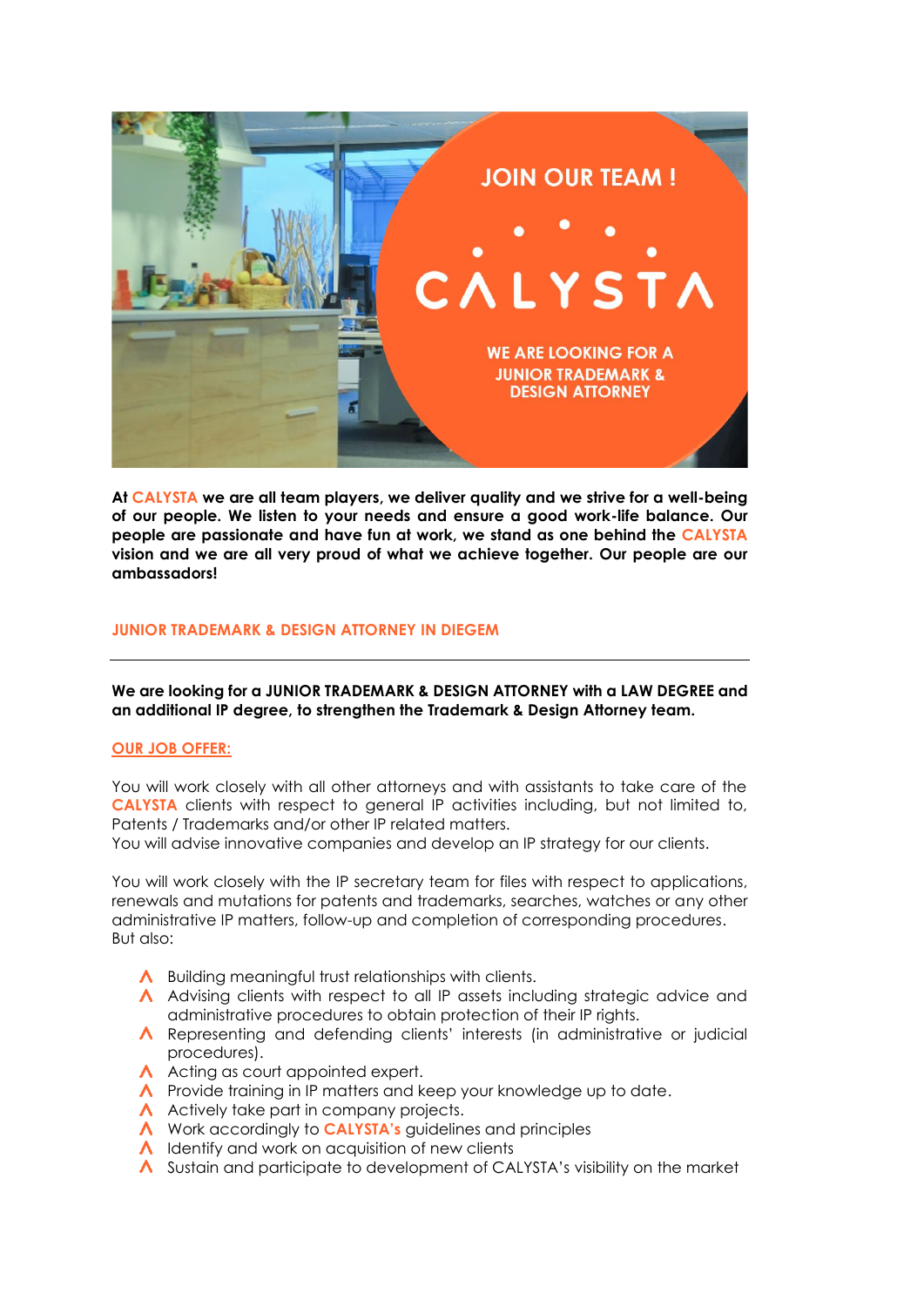JOIN OUR TEAM !

CALYSTA

WE ARE LOOKING FOR A JUNIOR TRADEMARK & DESIGN ATTORNEY

**At CALYSTA we are all team players, we deliver quality and we strive for a well-being of our people. We listen to your needs and ensure a good work-life balance. Our people are passionate and have fun at work, we stand as one behind the CALYSTA vision and we are all very proud of what we achieve together. Our people are our ambassadors!**

## JUNIOR TRADEMARK & DESIGN ATTORNEY IN DIEGEM

---

**We are looking for a JUNIOR TRADEMARK & DESIGN ATTORNEY with a LAW DEGREE and an additional IP degree, to strengthen the Trademark & Design Attorney team.**

### OUR JOB OFFER:

You will work closely with all other attorneys and with assistants to take care of the CALYSTA clients with respect to general IP activities including, but not limited to, Patents / Trademarks and/or other IP related matters.
You will advise innovative companies and develop an IP strategy for our clients.

You will work closely with the IP secretary team for files with respect to applications, renewals and mutations for patents and trademarks, searches, watches or any other administrative IP matters, follow-up and completion of corresponding procedures.
But also:

- Building meaningful trust relationships with clients.
- Advising clients with respect to all IP assets including strategic advice and administrative procedures to obtain protection of their IP rights.
- Representing and defending clients' interests (in administrative or judicial procedures).
- Acting as court appointed expert.
- Provide training in IP matters and keep your knowledge up to date.
- Actively take part in company projects.
- Work accordingly to **CALYSTA's** guidelines and principles
- Identify and work on acquisition of new clients
- Sustain and participate to development of CALYSTA's visibility on the market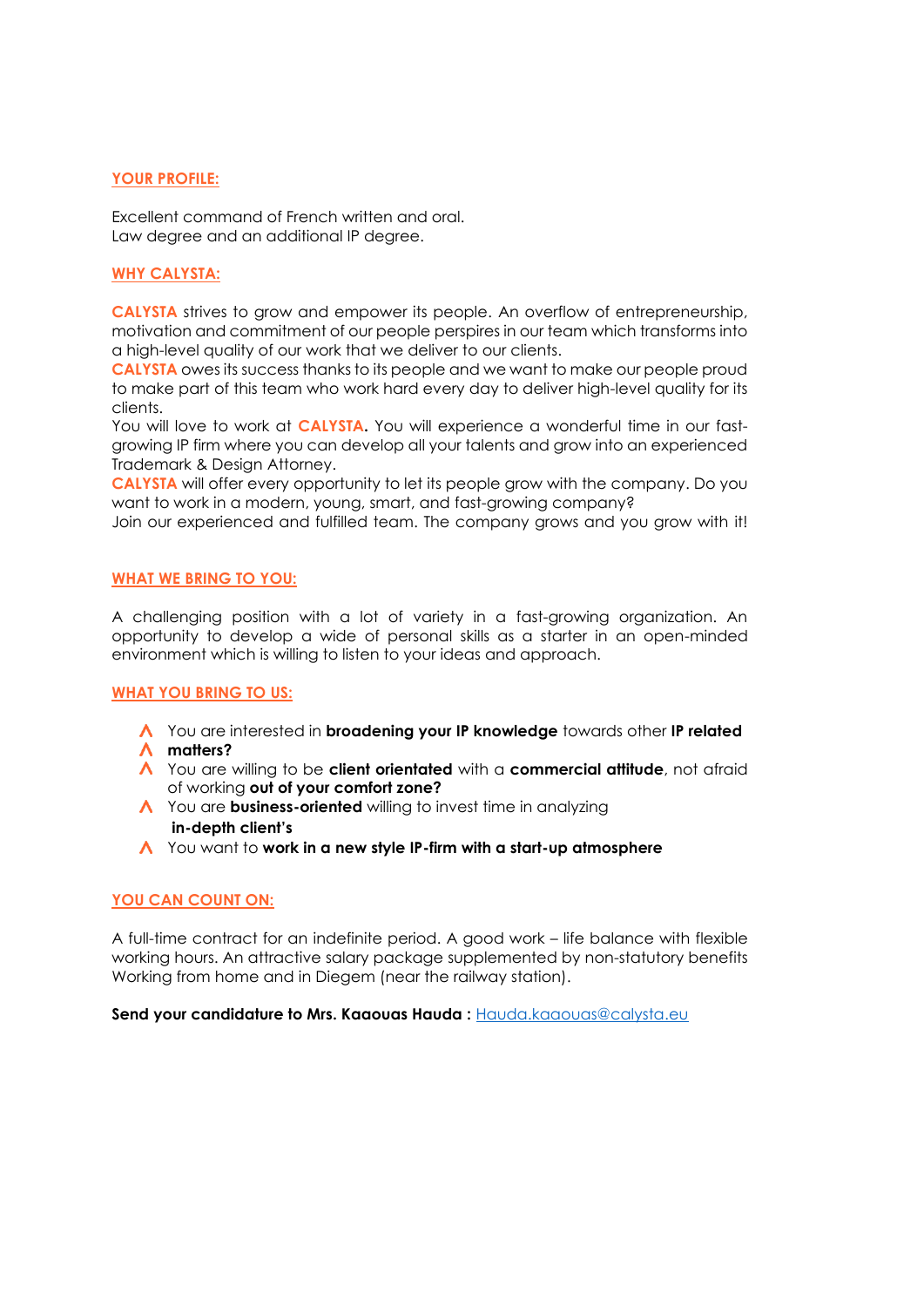## YOUR PROFILE:

Excellent command of French written and oral.
Law degree and an additional IP degree.

## WHY CALYSTA:

**CALYSTA** strives to grow and empower its people. An overflow of entrepreneurship, motivation and commitment of our people perspires in our team which transforms into a high-level quality of our work that we deliver to our clients.
**CALYSTA** owes its success thanks to its people and we want to make our people proud to make part of this team who work hard every day to deliver high-level quality for its clients.
You will love to work at **CALYSTA.** You will experience a wonderful time in our fast-growing IP firm where you can develop all your talents and grow into an experienced Trademark & Design Attorney.
**CALYSTA** will offer every opportunity to let its people grow with the company. Do you want to work in a modern, young, smart, and fast-growing company?
Join our experienced and fulfilled team. The company grows and you grow with it!

## WHAT WE BRING TO YOU:

A challenging position with a lot of variety in a fast-growing organization. An opportunity to develop a wide of personal skills as a starter in an open-minded environment which is willing to listen to your ideas and approach.

## WHAT YOU BRING TO US:

- You are interested in **broadening your IP knowledge** towards other **IP related**
- **matters?**
- You are willing to be **client orientated** with a **commercial attitude**, not afraid of working **out of your comfort zone?**
- You are **business-oriented** willing to invest time in analyzing **in-depth client's**
- You want to **work in a new style IP-firm with a start-up atmosphere**

## YOU CAN COUNT ON:

A full-time contract for an indefinite period. A good work – life balance with flexible working hours. An attractive salary package supplemented by non-statutory benefits Working from home and in Diegem (near the railway station).

**Send your candidature to Mrs. Kaaouas Hauda :** Hauda.kaaouas@calysta.eu